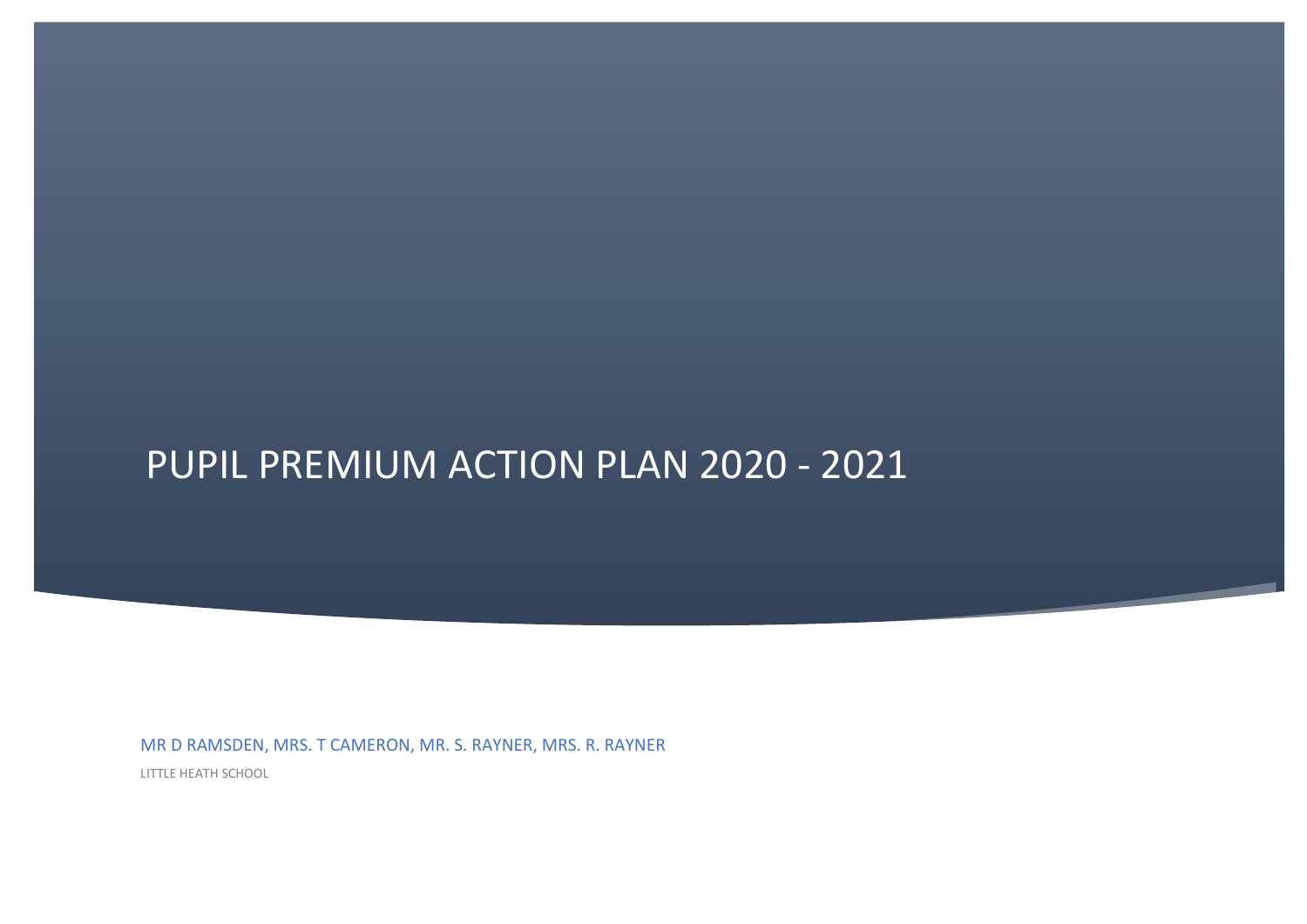# PUPIL PREMIUM ACTION PLAN 2020 - 2021

MR D RAMSDEN, MRS. T CAMERON, MR. S. RAYNER, MRS. R. RAYNER

LITTLE HEATH SCHOOL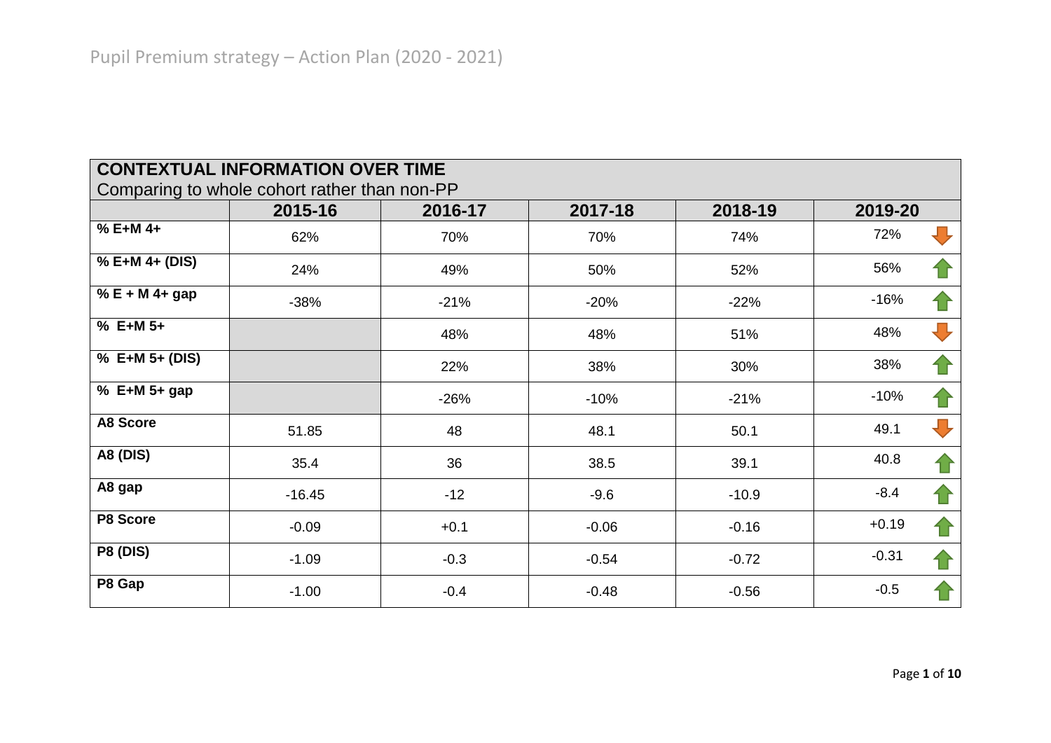| CONTEXTUAL INFORMATION OVER TIME<br>Comparing to whole cohort rather than non-PP | | | | | |
|---|---|---|---|---|---|
| | **2015-16** | **2016-17** | **2017-18** | **2018-19** | **2019-20** |
| **% E+M 4+** | 62% | 70% | 70% | 74% | 72% ↓ |
| **% E+M 4+ (DIS)** | 24% | 49% | 50% | 52% | 56% ↑ |
| **% E + M 4+ gap** | -38% | -21% | -20% | -22% | -16% ↑ |
| **% E+M 5+** | | 48% | 48% | 51% | 48% ↓ |
| **% E+M 5+ (DIS)** | | 22% | 38% | 30% | 38% ↑ |
| **% E+M 5+ gap** | | -26% | -10% | -21% | -10% ↑ |
| **A8 Score** | 51.85 | 48 | 48.1 | 50.1 | 49.1 ↓ |
| **A8 (DIS)** | 35.4 | 36 | 38.5 | 39.1 | 40.8 ↑ |
| **A8 gap** | -16.45 | -12 | -9.6 | -10.9 | -8.4 ↑ |
| **P8 Score** | -0.09 | +0.1 | -0.06 | -0.16 | +0.19 ↑ |
| **P8 (DIS)** | -1.09 | -0.3 | -0.54 | -0.72 | -0.31 ↑ |
| **P8 Gap** | -1.00 | -0.4 | -0.48 | -0.56 | -0.5 ↑ |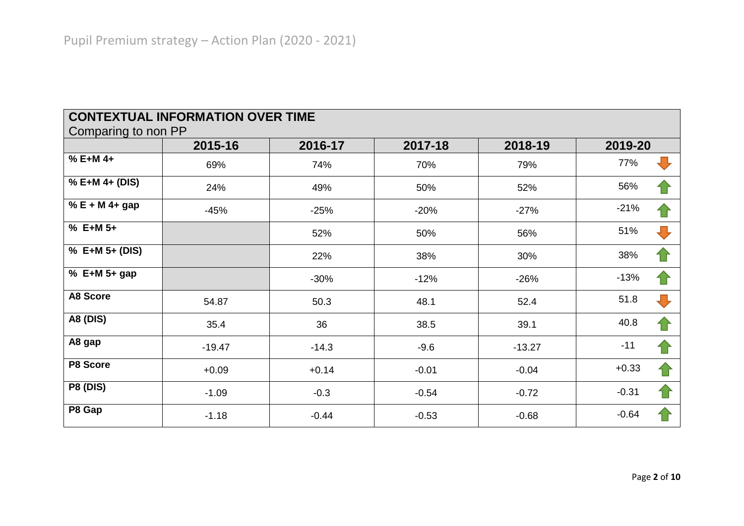# Pupil Premium strategy – Action Plan (2020 - 2021)

| **CONTEXTUAL INFORMATION OVER TIME** Comparing to non PP | | | | | |
|---|---|---|---|---|---|
| | **2015-16** | **2016-17** | **2017-18** | **2018-19** | **2019-20** |
| **% E+M 4+** | 69% | 74% | 70% | 79% | 77% ↓ |
| **% E+M 4+ (DIS)** | 24% | 49% | 50% | 52% | 56% ↑ |
| **% E + M 4+ gap** | -45% | -25% | -20% | -27% | -21% ↑ |
| **% E+M 5+** | | 52% | 50% | 56% | 51% ↓ |
| **% E+M 5+ (DIS)** | | 22% | 38% | 30% | 38% ↑ |
| **% E+M 5+ gap** | | -30% | -12% | -26% | -13% ↑ |
| **A8 Score** | 54.87 | 50.3 | 48.1 | 52.4 | 51.8 ↓ |
| **A8 (DIS)** | 35.4 | 36 | 38.5 | 39.1 | 40.8 ↑ |
| **A8 gap** | -19.47 | -14.3 | -9.6 | -13.27 | -11 ↑ |
| **P8 Score** | +0.09 | +0.14 | -0.01 | -0.04 | +0.33 ↑ |
| **P8 (DIS)** | -1.09 | -0.3 | -0.54 | -0.72 | -0.31 ↑ |
| **P8 Gap** | -1.18 | -0.44 | -0.53 | -0.68 | -0.64 ↑ |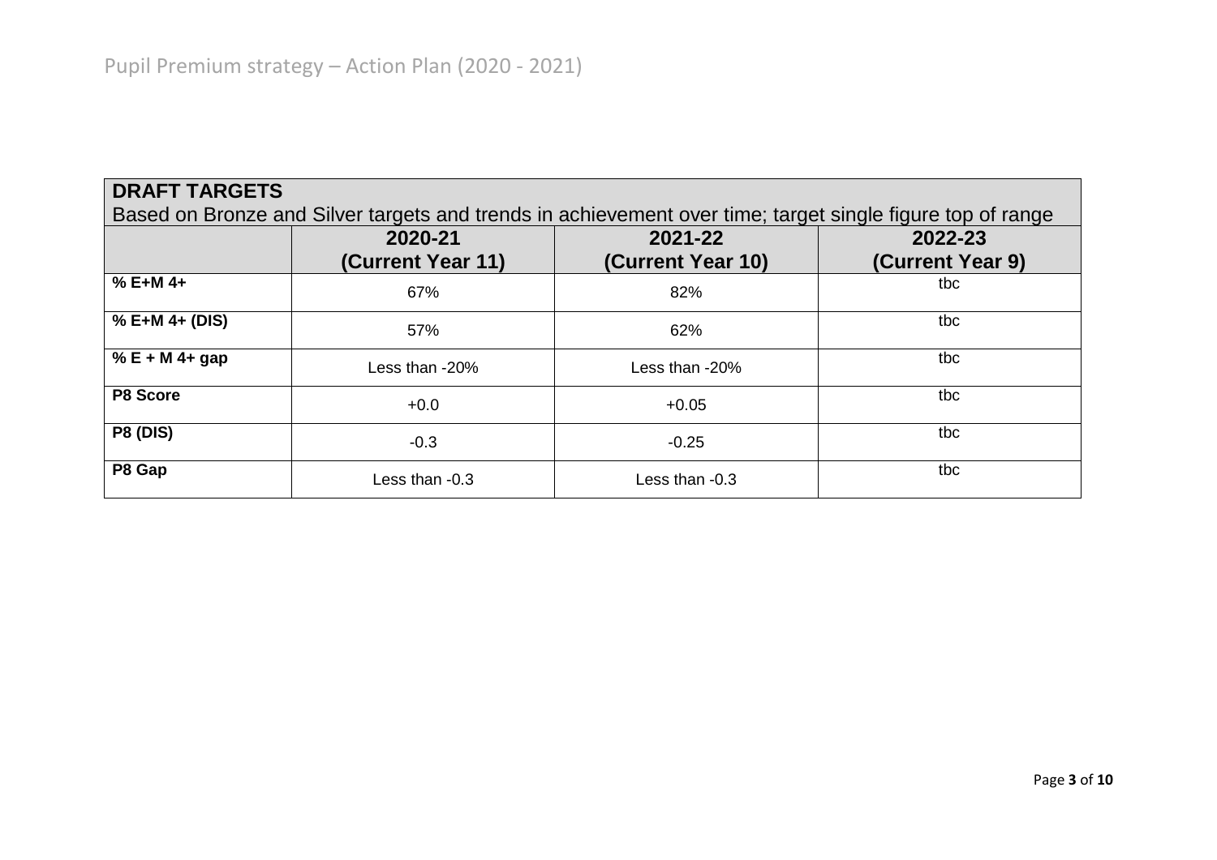Pupil Premium strategy – Action Plan (2020 - 2021)

| **DRAFT TARGETS**<br>Based on Bronze and Silver targets and trends in achievement over time; target single figure top of range | | | |
|---|---|---|---|
| | **2020-21 (Current Year 11)** | **2021-22 (Current Year 10)** | **2022-23 (Current Year 9)** |
| **% E+M 4+** | 67% | 82% | tbc |
| **% E+M 4+ (DIS)** | 57% | 62% | tbc |
| **% E + M 4+ gap** | Less than -20% | Less than -20% | tbc |
| **P8 Score** | +0.0 | +0.05 | tbc |
| **P8 (DIS)** | -0.3 | -0.25 | tbc |
| **P8 Gap** | Less than -0.3 | Less than -0.3 | tbc |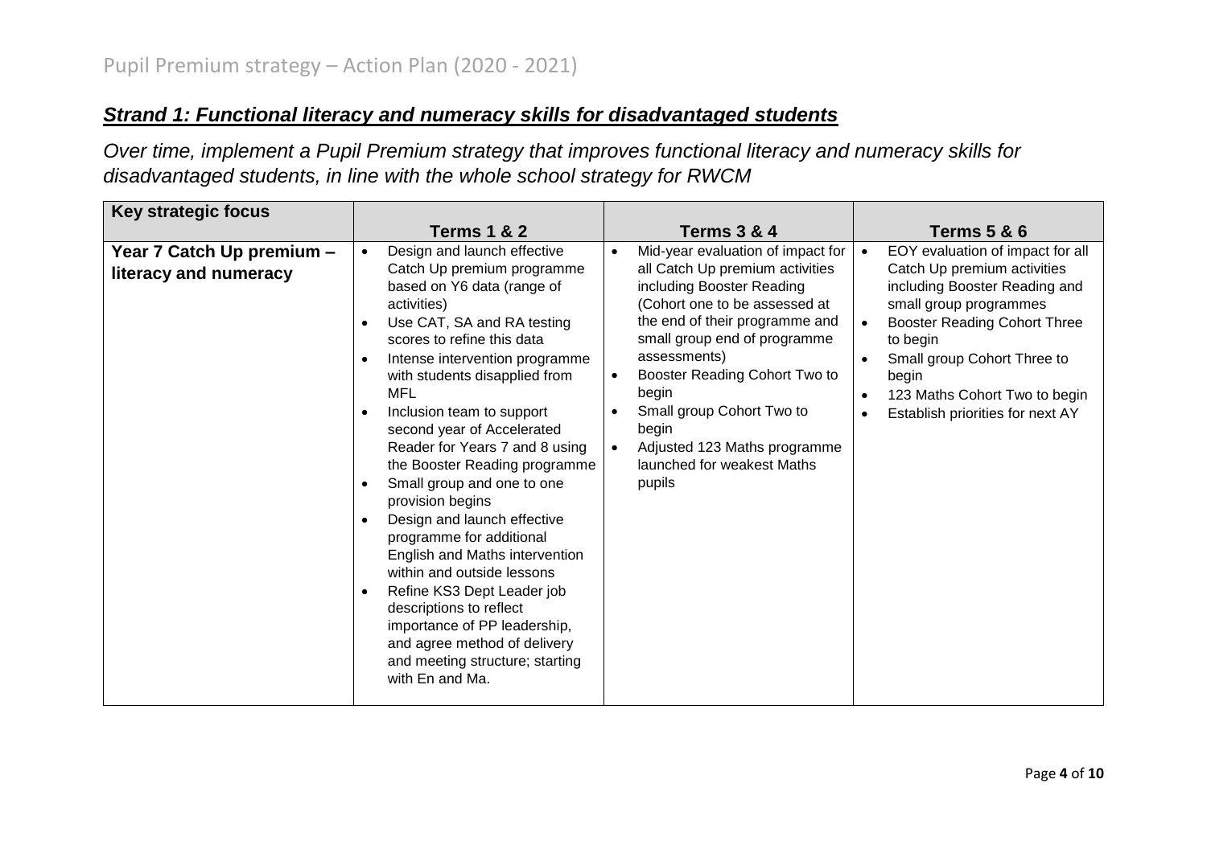# Pupil Premium strategy – Action Plan (2020 - 2021)

## ***Strand 1: Functional literacy and numeracy skills for disadvantaged students***

*Over time, implement a Pupil Premium strategy that improves functional literacy and numeracy skills for disadvantaged students, in line with the whole school strategy for RWCM*

| Key strategic focus | Terms 1 & 2 | Terms 3 & 4 | Terms 5 & 6 |
|---|---|---|---|
| **Year 7 Catch Up premium – literacy and numeracy** | • Design and launch effective Catch Up premium programme based on Y6 data (range of activities)<br>• Use CAT, SA and RA testing scores to refine this data<br>• Intense intervention programme with students disapplied from MFL<br>• Inclusion team to support second year of Accelerated Reader for Years 7 and 8 using the Booster Reading programme<br>• Small group and one to one provision begins<br>• Design and launch effective programme for additional English and Maths intervention within and outside lessons<br>• Refine KS3 Dept Leader job descriptions to reflect importance of PP leadership, and agree method of delivery and meeting structure; starting with En and Ma. | • Mid-year evaluation of impact for all Catch Up premium activities including Booster Reading (Cohort one to be assessed at the end of their programme and small group end of programme assessments)<br>• Booster Reading Cohort Two to begin<br>• Small group Cohort Two to begin<br>• Adjusted 123 Maths programme launched for weakest Maths pupils | • EOY evaluation of impact for all Catch Up premium activities including Booster Reading and small group programmes<br>• Booster Reading Cohort Three to begin<br>• Small group Cohort Three to begin<br>• 123 Maths Cohort Two to begin<br>• Establish priorities for next AY |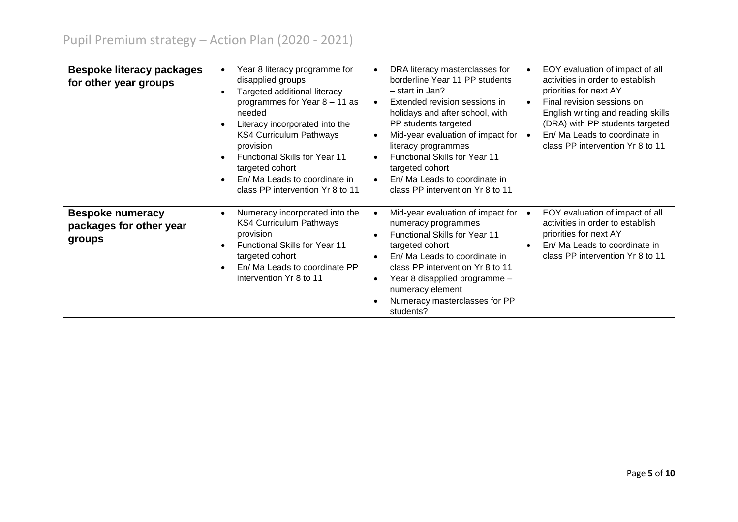# Pupil Premium strategy – Action Plan (2020 - 2021)

| | | | |
|---|---|---|---|
| **Bespoke literacy packages for other year groups** | • Year 8 literacy programme for disapplied groups<br>• Targeted additional literacy programmes for Year 8 – 11 as needed<br>• Literacy incorporated into the KS4 Curriculum Pathways provision<br>• Functional Skills for Year 11 targeted cohort<br>• En/ Ma Leads to coordinate in class PP intervention Yr 8 to 11 | • DRA literacy masterclasses for borderline Year 11 PP students – start in Jan?<br>• Extended revision sessions in holidays and after school, with PP students targeted<br>• Mid-year evaluation of impact for literacy programmes<br>• Functional Skills for Year 11 targeted cohort<br>• En/ Ma Leads to coordinate in class PP intervention Yr 8 to 11 | • EOY evaluation of impact of all activities in order to establish priorities for next AY<br>• Final revision sessions on English writing and reading skills (DRA) with PP students targeted<br>• En/ Ma Leads to coordinate in class PP intervention Yr 8 to 11 |
| **Bespoke numeracy packages for other year groups** | • Numeracy incorporated into the KS4 Curriculum Pathways provision<br>• Functional Skills for Year 11 targeted cohort<br>• En/ Ma Leads to coordinate PP intervention Yr 8 to 11 | • Mid-year evaluation of impact for numeracy programmes<br>• Functional Skills for Year 11 targeted cohort<br>• En/ Ma Leads to coordinate in class PP intervention Yr 8 to 11<br>• Year 8 disapplied programme – numeracy element<br>• Numeracy masterclasses for PP students? | • EOY evaluation of impact of all activities in order to establish priorities for next AY<br>• En/ Ma Leads to coordinate in class PP intervention Yr 8 to 11 |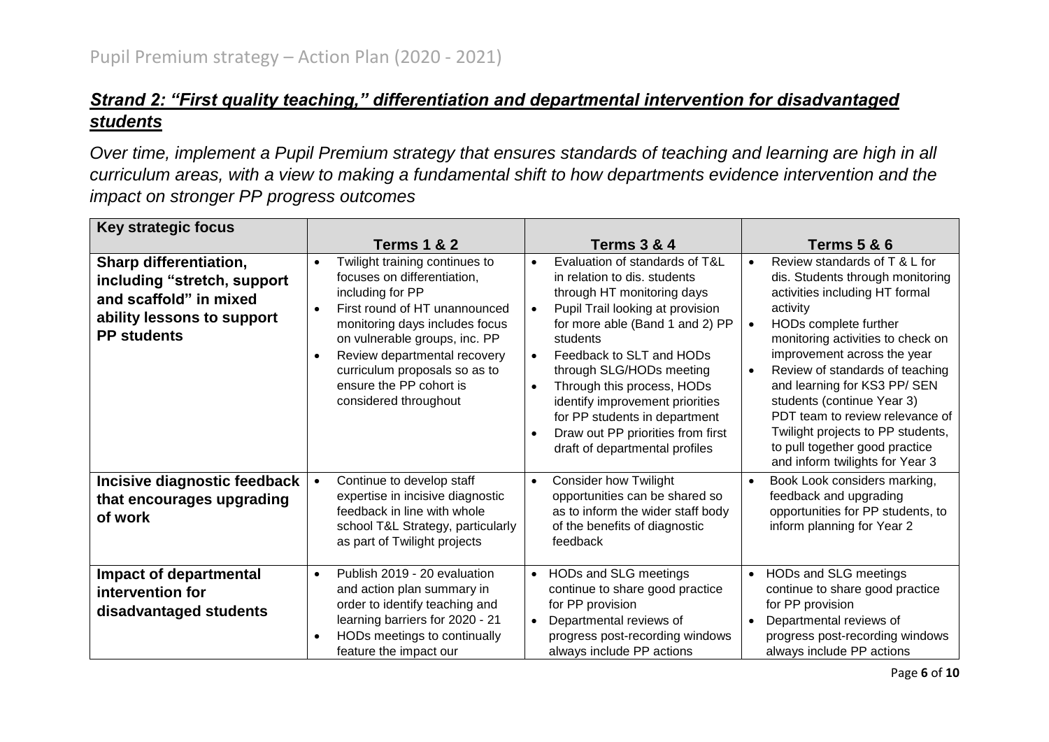## *Strand 2: "First quality teaching," differentiation and departmental intervention for disadvantaged students*

*Over time, implement a Pupil Premium strategy that ensures standards of teaching and learning are high in all curriculum areas, with a view to making a fundamental shift to how departments evidence intervention and the impact on stronger PP progress outcomes*

| Key strategic focus | Terms 1 & 2 | Terms 3 & 4 | Terms 5 & 6 |
|---|---|---|---|
| **Sharp differentiation, including "stretch, support and scaffold" in mixed ability lessons to support PP students** | • Twilight training continues to focuses on differentiation, including for PP<br>• First round of HT unannounced monitoring days includes focus on vulnerable groups, inc. PP<br>• Review departmental recovery curriculum proposals so as to ensure the PP cohort is considered throughout | • Evaluation of standards of T&L in relation to dis. students through HT monitoring days<br>• Pupil Trail looking at provision for more able (Band 1 and 2) PP students<br>• Feedback to SLT and HODs through SLG/HODs meeting<br>• Through this process, HODs identify improvement priorities for PP students in department<br>• Draw out PP priorities from first draft of departmental profiles | • Review standards of T & L for dis. Students through monitoring activities including HT formal activity<br>• HODs complete further monitoring activities to check on improvement across the year<br>• Review of standards of teaching and learning for KS3 PP/ SEN students (continue Year 3) PDT team to review relevance of Twilight projects to PP students, to pull together good practice and inform twilights for Year 3 |
| **Incisive diagnostic feedback that encourages upgrading of work** | • Continue to develop staff expertise in incisive diagnostic feedback in line with whole school T&L Strategy, particularly as part of Twilight projects | • Consider how Twilight opportunities can be shared so as to inform the wider staff body of the benefits of diagnostic feedback | • Book Look considers marking, feedback and upgrading opportunities for PP students, to inform planning for Year 2 |
| **Impact of departmental intervention for disadvantaged students** | • Publish 2019 - 20 evaluation and action plan summary in order to identify teaching and learning barriers for 2020 - 21<br>• HODs meetings to continually feature the impact our | • HODs and SLG meetings continue to share good practice for PP provision<br>• Departmental reviews of progress post-recording windows always include PP actions | • HODs and SLG meetings continue to share good practice for PP provision<br>• Departmental reviews of progress post-recording windows always include PP actions |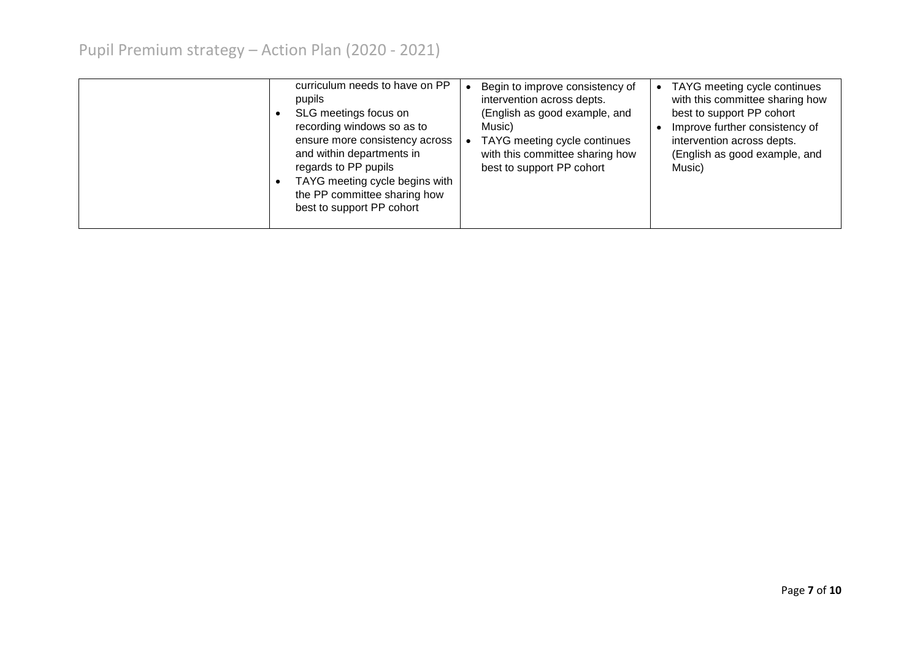| | | | |
|---|---|---|---|
| | curriculum needs to have on PP pupils<br>• SLG meetings focus on recording windows so as to ensure more consistency across and within departments in regards to PP pupils<br>• TAYG meeting cycle begins with the PP committee sharing how best to support PP cohort | • Begin to improve consistency of intervention across depts. (English as good example, and Music)<br>• TAYG meeting cycle continues with this committee sharing how best to support PP cohort | • TAYG meeting cycle continues with this committee sharing how best to support PP cohort<br>• Improve further consistency of intervention across depts. (English as good example, and Music) |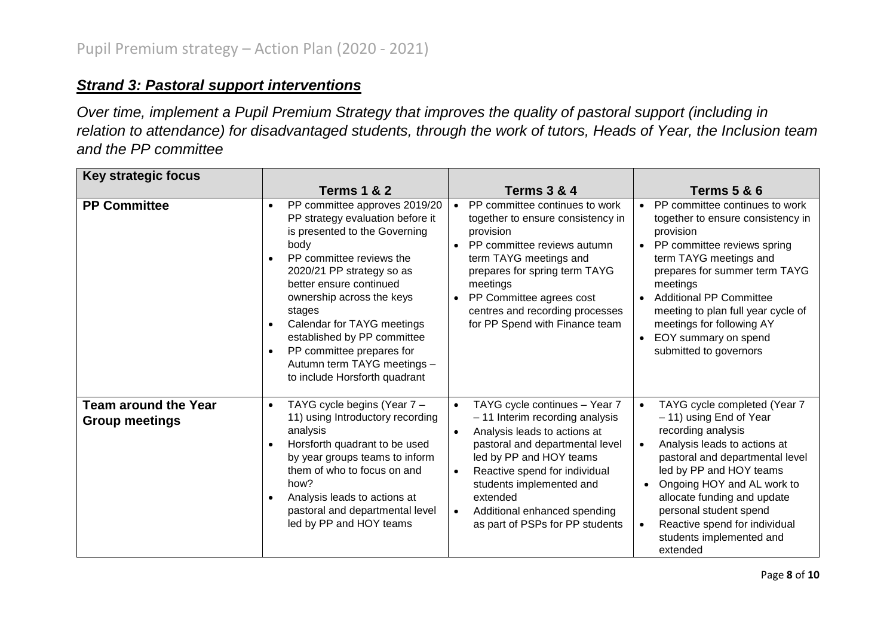Pupil Premium strategy – Action Plan (2020 - 2021)

## ***Strand 3: Pastoral support interventions***

*Over time, implement a Pupil Premium Strategy that improves the quality of pastoral support (including in relation to attendance) for disadvantaged students, through the work of tutors, Heads of Year, the Inclusion team and the PP committee*

| Key strategic focus | Terms 1 & 2 | Terms 3 & 4 | Terms 5 & 6 |
|---|---|---|---|
| **PP Committee** | • PP committee approves 2019/20 PP strategy evaluation before it is presented to the Governing body<br>• PP committee reviews the 2020/21 PP strategy so as better ensure continued ownership across the keys stages<br>• Calendar for TAYG meetings established by PP committee<br>• PP committee prepares for Autumn term TAYG meetings – to include Horsforth quadrant | • PP committee continues to work together to ensure consistency in provision<br>• PP committee reviews autumn term TAYG meetings and prepares for spring term TAYG meetings<br>• PP Committee agrees cost centres and recording processes for PP Spend with Finance team | • PP committee continues to work together to ensure consistency in provision<br>• PP committee reviews spring term TAYG meetings and prepares for summer term TAYG meetings<br>• Additional PP Committee meeting to plan full year cycle of meetings for following AY<br>• EOY summary on spend submitted to governors |
| **Team around the Year Group meetings** | • TAYG cycle begins (Year 7 – 11) using Introductory recording analysis<br>• Horsforth quadrant to be used by year groups teams to inform them of who to focus on and how?<br>• Analysis leads to actions at pastoral and departmental level led by PP and HOY teams | • TAYG cycle continues – Year 7 – 11 Interim recording analysis<br>• Analysis leads to actions at pastoral and departmental level led by PP and HOY teams<br>• Reactive spend for individual students implemented and extended<br>• Additional enhanced spending as part of PSPs for PP students | • TAYG cycle completed (Year 7 – 11) using End of Year recording analysis<br>• Analysis leads to actions at pastoral and departmental level led by PP and HOY teams<br>• Ongoing HOY and AL work to allocate funding and update personal student spend<br>• Reactive spend for individual students implemented and extended |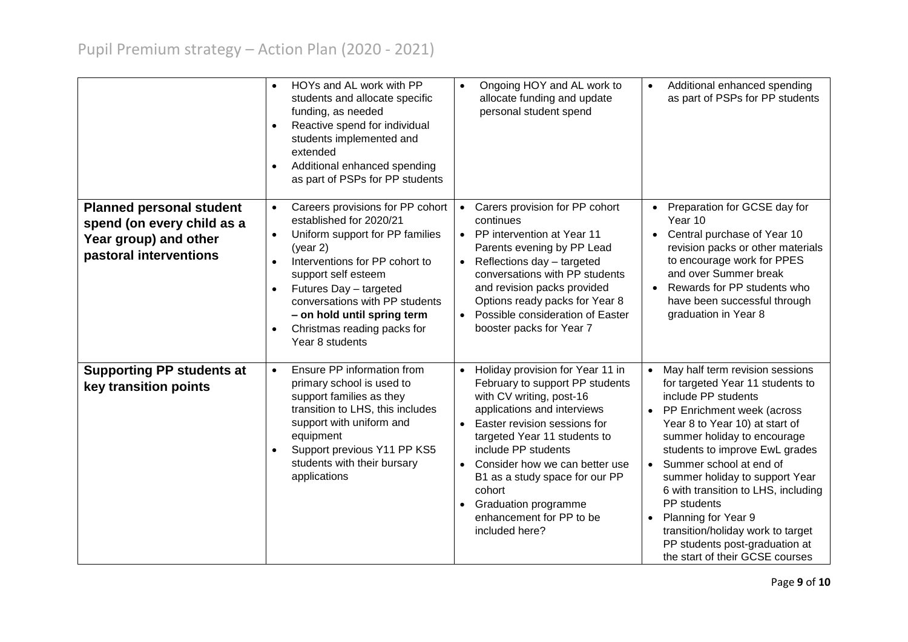| | | | |
|---|---|---|---|
| | • HOYs and AL work with PP students and allocate specific funding, as needed<br>• Reactive spend for individual students implemented and extended<br>• Additional enhanced spending as part of PSPs for PP students | • Ongoing HOY and AL work to allocate funding and update personal student spend | • Additional enhanced spending as part of PSPs for PP students |
| **Planned personal student spend (on every child as a Year group) and other pastoral interventions** | • Careers provisions for PP cohort established for 2020/21<br>• Uniform support for PP families (year 2)<br>• Interventions for PP cohort to support self esteem<br>• Futures Day – targeted conversations with PP students **– on hold until spring term**<br>• Christmas reading packs for Year 8 students | • Carers provision for PP cohort continues<br>• PP intervention at Year 11 Parents evening by PP Lead<br>• Reflections day – targeted conversations with PP students and revision packs provided Options ready packs for Year 8<br>• Possible consideration of Easter booster packs for Year 7 | • Preparation for GCSE day for Year 10<br>• Central purchase of Year 10 revision packs or other materials to encourage work for PPES and over Summer break<br>• Rewards for PP students who have been successful through graduation in Year 8 |
| **Supporting PP students at key transition points** | • Ensure PP information from primary school is used to support families as they transition to LHS, this includes support with uniform and equipment<br>• Support previous Y11 PP KS5 students with their bursary applications | • Holiday provision for Year 11 in February to support PP students with CV writing, post-16 applications and interviews<br>• Easter revision sessions for targeted Year 11 students to include PP students<br>• Consider how we can better use B1 as a study space for our PP cohort<br>• Graduation programme enhancement for PP to be included here? | • May half term revision sessions for targeted Year 11 students to include PP students<br>• PP Enrichment week (across Year 8 to Year 10) at start of summer holiday to encourage students to improve EwL grades<br>• Summer school at end of summer holiday to support Year 6 with transition to LHS, including PP students<br>• Planning for Year 9 transition/holiday work to target PP students post-graduation at the start of their GCSE courses |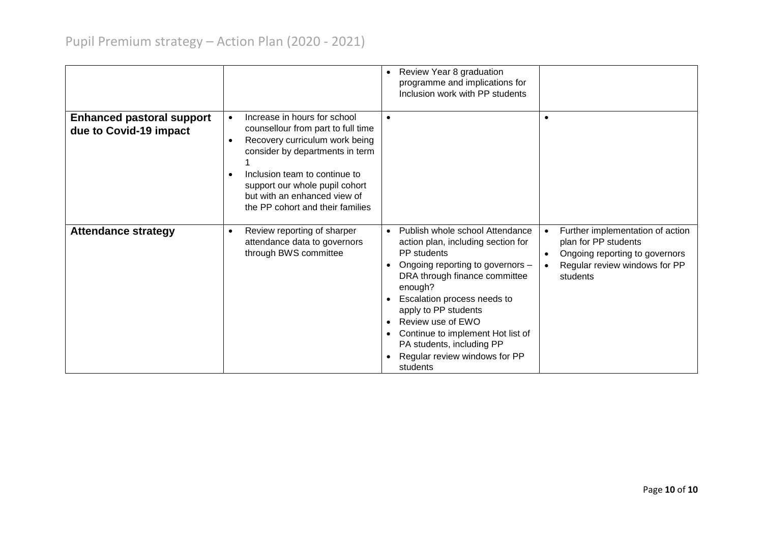| | | | |
|---|---|---|---|
| | | • Review Year 8 graduation programme and implications for Inclusion work with PP students | |
| **Enhanced pastoral support due to Covid-19 impact** | • Increase in hours for school counsellour from part to full time<br>• Recovery curriculum work being consider by departments in term 1<br>• Inclusion team to continue to support our whole pupil cohort but with an enhanced view of the PP cohort and their families | • | • |
| **Attendance strategy** | • Review reporting of sharper attendance data to governors through BWS committee | • Publish whole school Attendance action plan, including section for PP students<br>• Ongoing reporting to governors – DRA through finance committee enough?<br>• Escalation process needs to apply to PP students<br>• Review use of EWO<br>• Continue to implement Hot list of PA students, including PP<br>• Regular review windows for PP students | • Further implementation of action plan for PP students<br>• Ongoing reporting to governors<br>• Regular review windows for PP students |